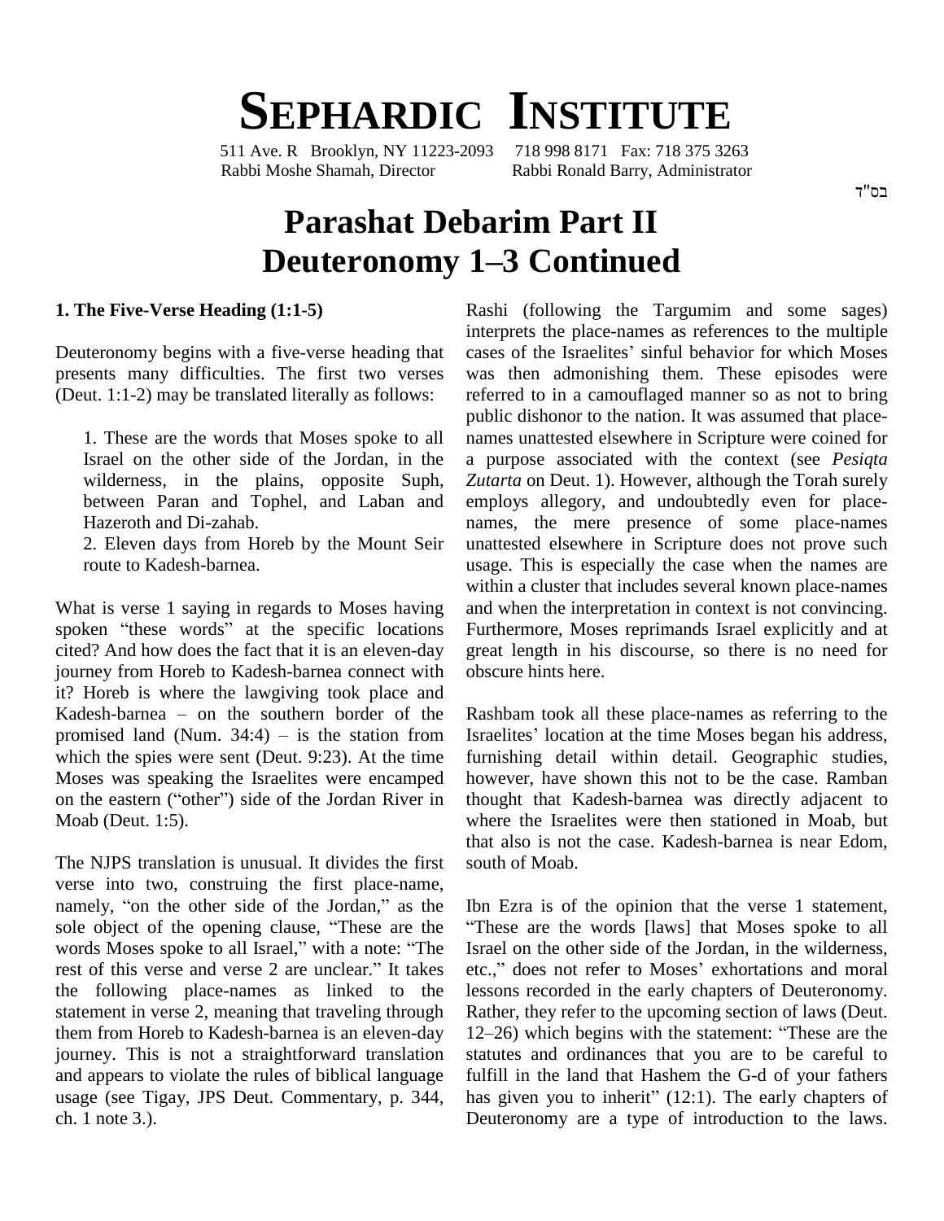# SEPHARDIC INSTITUTE

511 Ave. R Brooklyn, NY 11223-2093 718 998 8171 Fax: 718 375 3263
Rabbi Moshe Shamah, Director Rabbi Ronald Barry, Administrator

בס"ד

# Parashat Debarim Part II
# Deuteronomy 1–3 Continued

### 1. The Five-Verse Heading (1:1-5)

Deuteronomy begins with a five-verse heading that presents many difficulties. The first two verses (Deut. 1:1-2) may be translated literally as follows:

> 1. These are the words that Moses spoke to all Israel on the other side of the Jordan, in the wilderness, in the plains, opposite Suph, between Paran and Tophel, and Laban and Hazeroth and Di-zahab.
>
> 2. Eleven days from Horeb by the Mount Seir route to Kadesh-barnea.

What is verse 1 saying in regards to Moses having spoken "these words" at the specific locations cited? And how does the fact that it is an eleven-day journey from Horeb to Kadesh-barnea connect with it? Horeb is where the lawgiving took place and Kadesh-barnea – on the southern border of the promised land (Num. 34:4) – is the station from which the spies were sent (Deut. 9:23). At the time Moses was speaking the Israelites were encamped on the eastern ("other") side of the Jordan River in Moab (Deut. 1:5).

The NJPS translation is unusual. It divides the first verse into two, construing the first place-name, namely, "on the other side of the Jordan," as the sole object of the opening clause, "These are the words Moses spoke to all Israel," with a note: "The rest of this verse and verse 2 are unclear." It takes the following place-names as linked to the statement in verse 2, meaning that traveling through them from Horeb to Kadesh-barnea is an eleven-day journey. This is not a straightforward translation and appears to violate the rules of biblical language usage (see Tigay, JPS Deut. Commentary, p. 344, ch. 1 note 3.).

Rashi (following the Targumim and some sages) interprets the place-names as references to the multiple cases of the Israelites' sinful behavior for which Moses was then admonishing them. These episodes were referred to in a camouflaged manner so as not to bring public dishonor to the nation. It was assumed that place-names unattested elsewhere in Scripture were coined for a purpose associated with the context (see *Pesiqta Zutarta* on Deut. 1). However, although the Torah surely employs allegory, and undoubtedly even for place-names, the mere presence of some place-names unattested elsewhere in Scripture does not prove such usage. This is especially the case when the names are within a cluster that includes several known place-names and when the interpretation in context is not convincing. Furthermore, Moses reprimands Israel explicitly and at great length in his discourse, so there is no need for obscure hints here.

Rashbam took all these place-names as referring to the Israelites' location at the time Moses began his address, furnishing detail within detail. Geographic studies, however, have shown this not to be the case. Ramban thought that Kadesh-barnea was directly adjacent to where the Israelites were then stationed in Moab, but that also is not the case. Kadesh-barnea is near Edom, south of Moab.

Ibn Ezra is of the opinion that the verse 1 statement, "These are the words [laws] that Moses spoke to all Israel on the other side of the Jordan, in the wilderness, etc.," does not refer to Moses' exhortations and moral lessons recorded in the early chapters of Deuteronomy. Rather, they refer to the upcoming section of laws (Deut. 12–26) which begins with the statement: "These are the statutes and ordinances that you are to be careful to fulfill in the land that Hashem the G-d of your fathers has given you to inherit" (12:1). The early chapters of Deuteronomy are a type of introduction to the laws.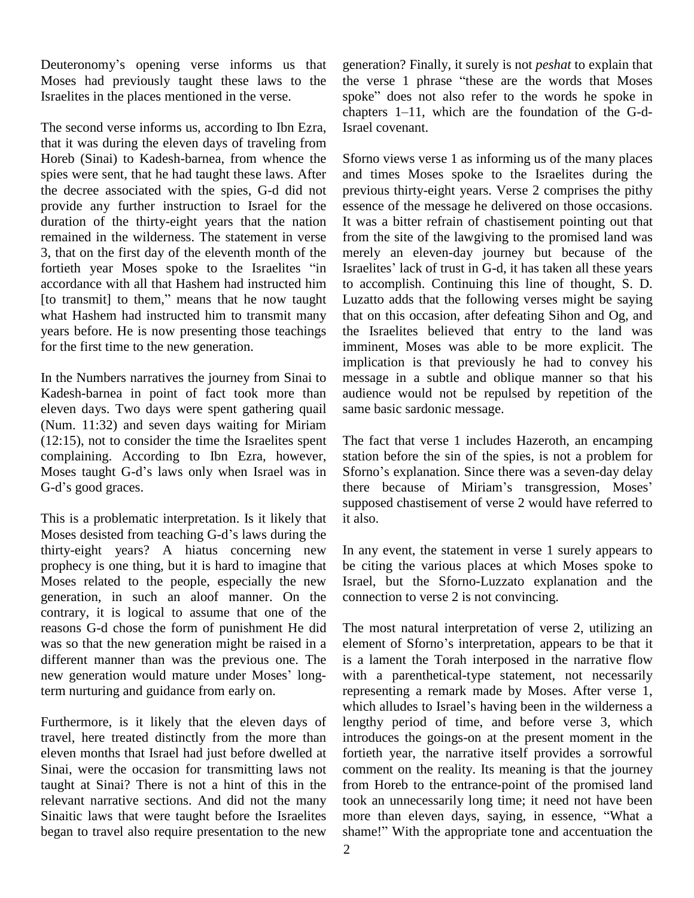Deuteronomy's opening verse informs us that Moses had previously taught these laws to the Israelites in the places mentioned in the verse.

The second verse informs us, according to Ibn Ezra, that it was during the eleven days of traveling from Horeb (Sinai) to Kadesh-barnea, from whence the spies were sent, that he had taught these laws. After the decree associated with the spies, G-d did not provide any further instruction to Israel for the duration of the thirty-eight years that the nation remained in the wilderness. The statement in verse 3, that on the first day of the eleventh month of the fortieth year Moses spoke to the Israelites "in accordance with all that Hashem had instructed him [to transmit] to them," means that he now taught what Hashem had instructed him to transmit many years before. He is now presenting those teachings for the first time to the new generation.

In the Numbers narratives the journey from Sinai to Kadesh-barnea in point of fact took more than eleven days. Two days were spent gathering quail (Num. 11:32) and seven days waiting for Miriam (12:15), not to consider the time the Israelites spent complaining. According to Ibn Ezra, however, Moses taught G-d's laws only when Israel was in G-d's good graces.

This is a problematic interpretation. Is it likely that Moses desisted from teaching G-d's laws during the thirty-eight years? A hiatus concerning new prophecy is one thing, but it is hard to imagine that Moses related to the people, especially the new generation, in such an aloof manner. On the contrary, it is logical to assume that one of the reasons G-d chose the form of punishment He did was so that the new generation might be raised in a different manner than was the previous one. The new generation would mature under Moses' long-term nurturing and guidance from early on.

Furthermore, is it likely that the eleven days of travel, here treated distinctly from the more than eleven months that Israel had just before dwelled at Sinai, were the occasion for transmitting laws not taught at Sinai? There is not a hint of this in the relevant narrative sections. And did not the many Sinaitic laws that were taught before the Israelites began to travel also require presentation to the new generation? Finally, it surely is not *peshat* to explain that the verse 1 phrase "these are the words that Moses spoke" does not also refer to the words he spoke in chapters 1–11, which are the foundation of the G-d-Israel covenant.

Sforno views verse 1 as informing us of the many places and times Moses spoke to the Israelites during the previous thirty-eight years. Verse 2 comprises the pithy essence of the message he delivered on those occasions. It was a bitter refrain of chastisement pointing out that from the site of the lawgiving to the promised land was merely an eleven-day journey but because of the Israelites' lack of trust in G-d, it has taken all these years to accomplish. Continuing this line of thought, S. D. Luzatto adds that the following verses might be saying that on this occasion, after defeating Sihon and Og, and the Israelites believed that entry to the land was imminent, Moses was able to be more explicit. The implication is that previously he had to convey his message in a subtle and oblique manner so that his audience would not be repulsed by repetition of the same basic sardonic message.

The fact that verse 1 includes Hazeroth, an encamping station before the sin of the spies, is not a problem for Sforno's explanation. Since there was a seven-day delay there because of Miriam's transgression, Moses' supposed chastisement of verse 2 would have referred to it also.

In any event, the statement in verse 1 surely appears to be citing the various places at which Moses spoke to Israel, but the Sforno-Luzatto explanation and the connection to verse 2 is not convincing.

The most natural interpretation of verse 2, utilizing an element of Sforno's interpretation, appears to be that it is a lament the Torah interposed in the narrative flow with a parenthetical-type statement, not necessarily representing a remark made by Moses. After verse 1, which alludes to Israel's having been in the wilderness a lengthy period of time, and before verse 3, which introduces the goings-on at the present moment in the fortieth year, the narrative itself provides a sorrowful comment on the reality. Its meaning is that the journey from Horeb to the entrance-point of the promised land took an unnecessarily long time; it need not have been more than eleven days, saying, in essence, "What a shame!" With the appropriate tone and accentuation the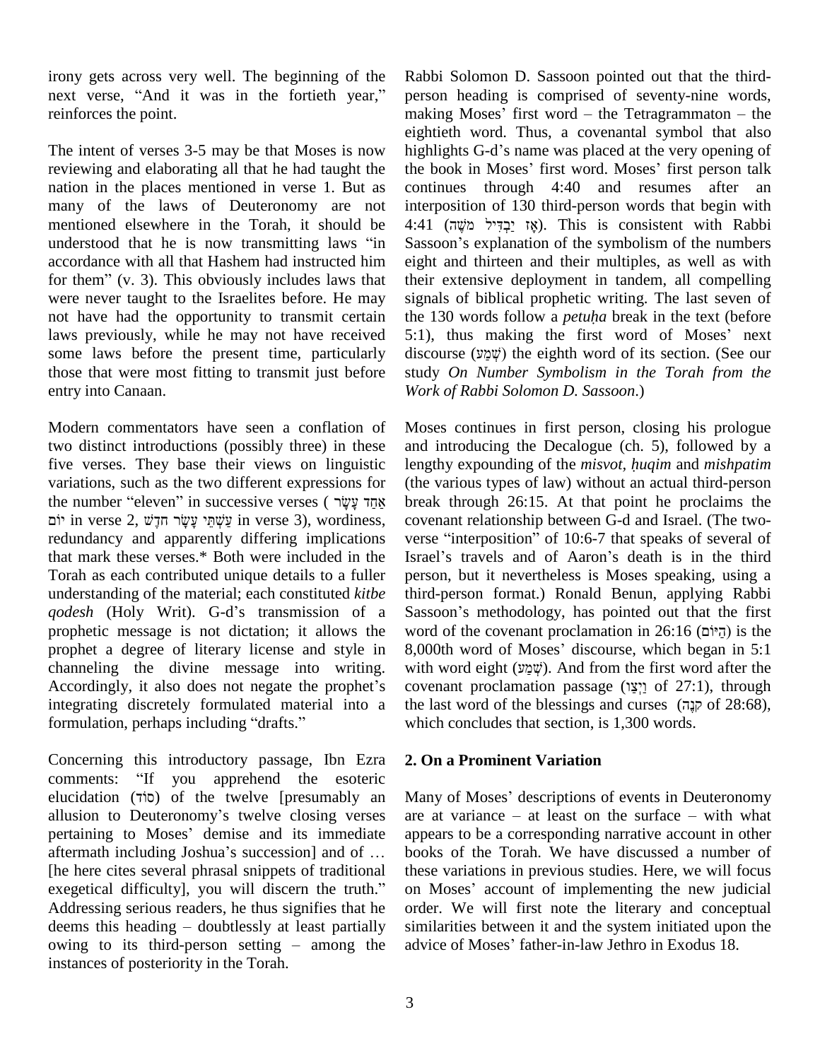irony gets across very well. The beginning of the next verse, "And it was in the fortieth year," reinforces the point.

The intent of verses 3-5 may be that Moses is now reviewing and elaborating all that he had taught the nation in the places mentioned in verse 1. But as many of the laws of Deuteronomy are not mentioned elsewhere in the Torah, it should be understood that he is now transmitting laws "in accordance with all that Hashem had instructed him for them" (v. 3). This obviously includes laws that were never taught to the Israelites before. He may not have had the opportunity to transmit certain laws previously, while he may not have received some laws before the present time, particularly those that were most fitting to transmit just before entry into Canaan.

Modern commentators have seen a conflation of two distinct introductions (possibly three) in these five verses. They base their views on linguistic variations, such as the two different expressions for the number "eleven" in successive verses (אַחַד עָשָׂר יוֹם in verse 2, עַשְׁתֵּי עָשָׂר חֹדֶשׁ in verse 3), wordiness, redundancy and apparently differing implications that mark these verses.* Both were included in the Torah as each contributed unique details to a fuller understanding of the material; each constituted *kitbe qodesh* (Holy Writ). G-d's transmission of a prophetic message is not dictation; it allows the prophet a degree of literary license and style in channeling the divine message into writing. Accordingly, it also does not negate the prophet's integrating discretely formulated material into a formulation, perhaps including "drafts."

Concerning this introductory passage, Ibn Ezra comments: "If you apprehend the esoteric elucidation (סוֹד) of the twelve [presumably an allusion to Deuteronomy's twelve closing verses pertaining to Moses' demise and its immediate aftermath including Joshua's succession] and of … [he here cites several phrasal snippets of traditional exegetical difficulty], you will discern the truth." Addressing serious readers, he thus signifies that he deems this heading – doubtlessly at least partially owing to its third-person setting – among the instances of posteriority in the Torah.

Rabbi Solomon D. Sassoon pointed out that the third-person heading is comprised of seventy-nine words, making Moses' first word – the Tetragrammaton – the eightieth word. Thus, a covenantal symbol that also highlights G-d's name was placed at the very opening of the book in Moses' first word. Moses' first person talk continues through 4:40 and resumes after an interposition of 130 third-person words that begin with 4:41 (אָז יַבְדִּיל מֹשֶׁה). This is consistent with Rabbi Sassoon's explanation of the symbolism of the numbers eight and thirteen and their multiples, as well as with their extensive deployment in tandem, all compelling signals of biblical prophetic writing. The last seven of the 130 words follow a *petuḥa* break in the text (before 5:1), thus making the first word of Moses' next discourse (שְׁמַע) the eighth word of its section. (See our study *On Number Symbolism in the Torah from the Work of Rabbi Solomon D. Sassoon*.)

Moses continues in first person, closing his prologue and introducing the Decalogue (ch. 5), followed by a lengthy expounding of the *misvot*, *ḥuqim* and *mishpatim* (the various types of law) without an actual third-person break through 26:15. At that point he proclaims the covenant relationship between G-d and Israel. (The two-verse "interposition" of 10:6-7 that speaks of several of Israel's travels and of Aaron's death is in the third person, but it nevertheless is Moses speaking, using a third-person format.) Ronald Benun, applying Rabbi Sassoon's methodology, has pointed out that the first word of the covenant proclamation in 26:16 (הַיּוֹם) is the 8,000th word of Moses' discourse, which began in 5:1 with word eight (שְׁמַע). And from the first word after the covenant proclamation passage (וַיְצַו of 27:1), through the last word of the blessings and curses (קֹנֶה of 28:68), which concludes that section, is 1,300 words.

## 2. On a Prominent Variation

Many of Moses' descriptions of events in Deuteronomy are at variance – at least on the surface – with what appears to be a corresponding narrative account in other books of the Torah. We have discussed a number of these variations in previous studies. Here, we will focus on Moses' account of implementing the new judicial order. We will first note the literary and conceptual similarities between it and the system initiated upon the advice of Moses' father-in-law Jethro in Exodus 18.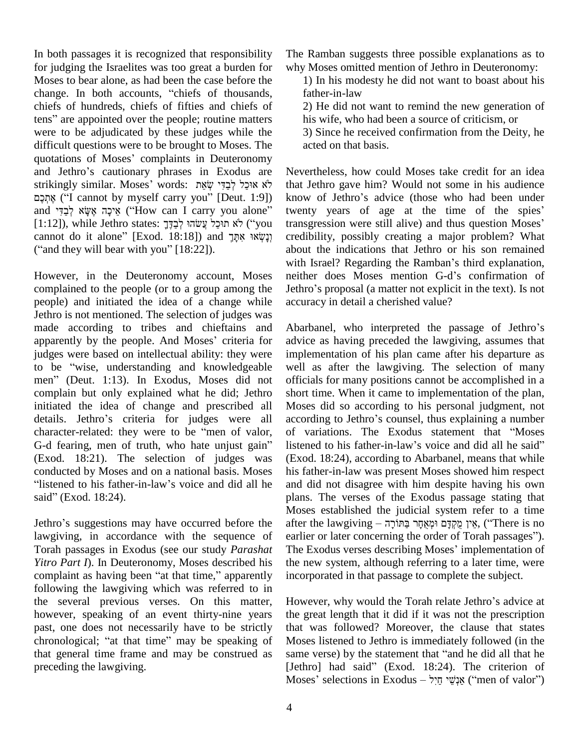In both passages it is recognized that responsibility for judging the Israelites was too great a burden for Moses to bear alone, as had been the case before the change. In both accounts, "chiefs of thousands, chiefs of hundreds, chiefs of fifties and chiefs of tens" are appointed over the people; routine matters were to be adjudicated by these judges while the difficult questions were to be brought to Moses. The quotations of Moses' complaints in Deuteronomy and Jethro's cautionary phrases in Exodus are strikingly similar. Moses' words: לֹא אוּכַל לְבַדִּי שְׂאֵת אֶתְכֶם ("I cannot by myself carry you" [Deut. 1:9]) and אֵיכָה אֶשָּׂא לְבַדִּי ("How can I carry you alone" [1:12]), while Jethro states: לֹא תוּכַל עֲשֹׂהוּ לְבַדֶּךָ ("you cannot do it alone" [Exod. 18:18]) and וְנָשְׂאוּ אִתָּךְ ("and they will bear with you" [18:22]).

However, in the Deuteronomy account, Moses complained to the people (or to a group among the people) and initiated the idea of a change while Jethro is not mentioned. The selection of judges was made according to tribes and chieftains and apparently by the people. And Moses' criteria for judges were based on intellectual ability: they were to be "wise, understanding and knowledgeable men" (Deut. 1:13). In Exodus, Moses did not complain but only explained what he did; Jethro initiated the idea of change and prescribed all details. Jethro's criteria for judges were all character-related: they were to be "men of valor, G-d fearing, men of truth, who hate unjust gain" (Exod. 18:21). The selection of judges was conducted by Moses and on a national basis. Moses "listened to his father-in-law's voice and did all he said" (Exod. 18:24).

Jethro's suggestions may have occurred before the lawgiving, in accordance with the sequence of Torah passages in Exodus (see our study *Parashat Yitro Part I*). In Deuteronomy, Moses described his complaint as having been "at that time," apparently following the lawgiving which was referred to in the several previous verses. On this matter, however, speaking of an event thirty-nine years past, one does not necessarily have to be strictly chronological; "at that time" may be speaking of that general time frame and may be construed as preceding the lawgiving.

The Ramban suggests three possible explanations as to why Moses omitted mention of Jethro in Deuteronomy:

1) In his modesty he did not want to boast about his father-in-law

2) He did not want to remind the new generation of his wife, who had been a source of criticism, or

3) Since he received confirmation from the Deity, he acted on that basis.

Nevertheless, how could Moses take credit for an idea that Jethro gave him? Would not some in his audience know of Jethro's advice (those who had been under twenty years of age at the time of the spies' transgression were still alive) and thus question Moses' credibility, possibly creating a major problem? What about the indications that Jethro or his son remained with Israel? Regarding the Ramban's third explanation, neither does Moses mention G-d's confirmation of Jethro's proposal (a matter not explicit in the text). Is not accuracy in detail a cherished value?

Abarbanel, who interpreted the passage of Jethro's advice as having preceded the lawgiving, assumes that implementation of his plan came after his departure as well as after the lawgiving. The selection of many officials for many positions cannot be accomplished in a short time. When it came to implementation of the plan, Moses did so according to his personal judgment, not according to Jethro's counsel, thus explaining a number of variations. The Exodus statement that "Moses listened to his father-in-law's voice and did all he said" (Exod. 18:24), according to Abarbanel, means that while his father-in-law was present Moses showed him respect and did not disagree with him despite having his own plans. The verses of the Exodus passage stating that Moses established the judicial system refer to a time after the lawgiving – אֵין מֻקְדָּם וּמְאֻחָר בַּתּוֹרָה, ("There is no earlier or later concerning the order of Torah passages"). The Exodus verses describing Moses' implementation of the new system, although referring to a later time, were incorporated in that passage to complete the subject.

However, why would the Torah relate Jethro's advice at the great length that it did if it was not the prescription that was followed? Moreover, the clause that states Moses listened to Jethro is immediately followed (in the same verse) by the statement that "and he did all that he [Jethro] had said" (Exod. 18:24). The criterion of Moses' selections in Exodus – אַנְשֵׁי חַיִל ("men of valor")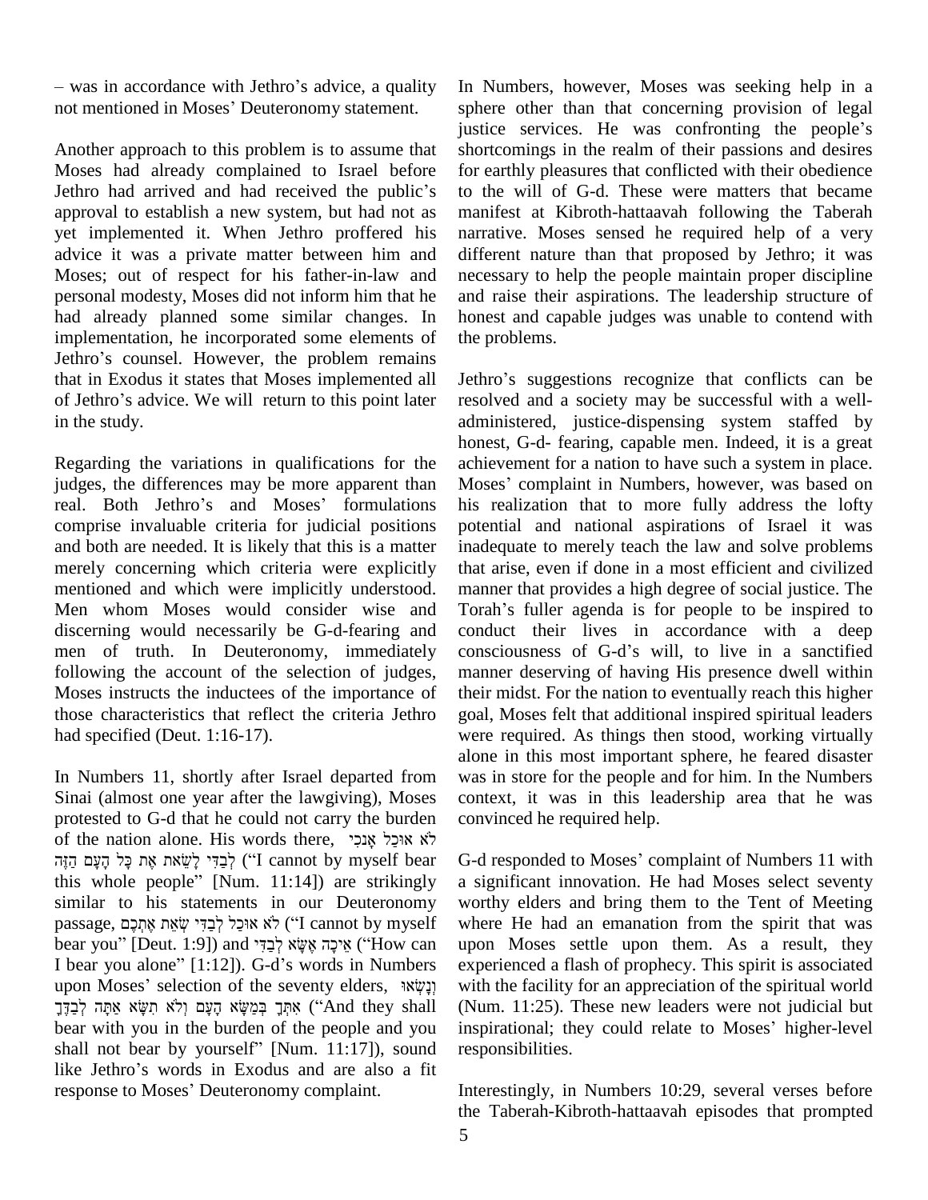– was in accordance with Jethro's advice, a quality not mentioned in Moses' Deuteronomy statement.

Another approach to this problem is to assume that Moses had already complained to Israel before Jethro had arrived and had received the public's approval to establish a new system, but had not as yet implemented it. When Jethro proffered his advice it was a private matter between him and Moses; out of respect for his father-in-law and personal modesty, Moses did not inform him that he had already planned some similar changes. In implementation, he incorporated some elements of Jethro's counsel. However, the problem remains that in Exodus it states that Moses implemented all of Jethro's advice. We will return to this point later in the study.

Regarding the variations in qualifications for the judges, the differences may be more apparent than real. Both Jethro's and Moses' formulations comprise invaluable criteria for judicial positions and both are needed. It is likely that this is a matter merely concerning which criteria were explicitly mentioned and which were implicitly understood. Men whom Moses would consider wise and discerning would necessarily be G-d-fearing and men of truth. In Deuteronomy, immediately following the account of the selection of judges, Moses instructs the inductees of the importance of those characteristics that reflect the criteria Jethro had specified (Deut. 1:16-17).

In Numbers 11, shortly after Israel departed from Sinai (almost one year after the lawgiving), Moses protested to G-d that he could not carry the burden of the nation alone. His words there, לֹא אוּכַל אָנֹכִי לְבַדִּי לָשֵׂאת אֶת כָּל הָעָם הַזֶּה ("I cannot by myself bear this whole people" [Num. 11:14]) are strikingly similar to his statements in our Deuteronomy passage, לֹא אוּכַל לְבַדִּי שְׂאֵת אֶתְכֶם ("I cannot by myself bear you" [Deut. 1:9]) and אֵיכָה אֶשָּׂא לְבַדִּי ("How can I bear you alone" [1:12]). G-d's words in Numbers upon Moses' selection of the seventy elders, וְנָשְׂאוּ אִתְּךָ בְּמַשָּׂא הָעָם וְלֹא תִשָּׂא אַתָּה לְבַדֶּךָ ("And they shall bear with you in the burden of the people and you shall not bear by yourself" [Num. 11:17]), sound like Jethro's words in Exodus and are also a fit response to Moses' Deuteronomy complaint.

In Numbers, however, Moses was seeking help in a sphere other than that concerning provision of legal justice services. He was confronting the people's shortcomings in the realm of their passions and desires for earthly pleasures that conflicted with their obedience to the will of G-d. These were matters that became manifest at Kibroth-hattaavah following the Taberah narrative. Moses sensed he required help of a very different nature than that proposed by Jethro; it was necessary to help the people maintain proper discipline and raise their aspirations. The leadership structure of honest and capable judges was unable to contend with the problems.

Jethro's suggestions recognize that conflicts can be resolved and a society may be successful with a well-administered, justice-dispensing system staffed by honest, G-d- fearing, capable men. Indeed, it is a great achievement for a nation to have such a system in place. Moses' complaint in Numbers, however, was based on his realization that to more fully address the lofty potential and national aspirations of Israel it was inadequate to merely teach the law and solve problems that arise, even if done in a most efficient and civilized manner that provides a high degree of social justice. The Torah's fuller agenda is for people to be inspired to conduct their lives in accordance with a deep consciousness of G-d's will, to live in a sanctified manner deserving of having His presence dwell within their midst. For the nation to eventually reach this higher goal, Moses felt that additional inspired spiritual leaders were required. As things then stood, working virtually alone in this most important sphere, he feared disaster was in store for the people and for him. In the Numbers context, it was in this leadership area that he was convinced he required help.

G-d responded to Moses' complaint of Numbers 11 with a significant innovation. He had Moses select seventy worthy elders and bring them to the Tent of Meeting where He had an emanation from the spirit that was upon Moses settle upon them. As a result, they experienced a flash of prophecy. This spirit is associated with the facility for an appreciation of the spiritual world (Num. 11:25). These new leaders were not judicial but inspirational; they could relate to Moses' higher-level responsibilities.

Interestingly, in Numbers 10:29, several verses before the Taberah-Kibroth-hattaavah episodes that prompted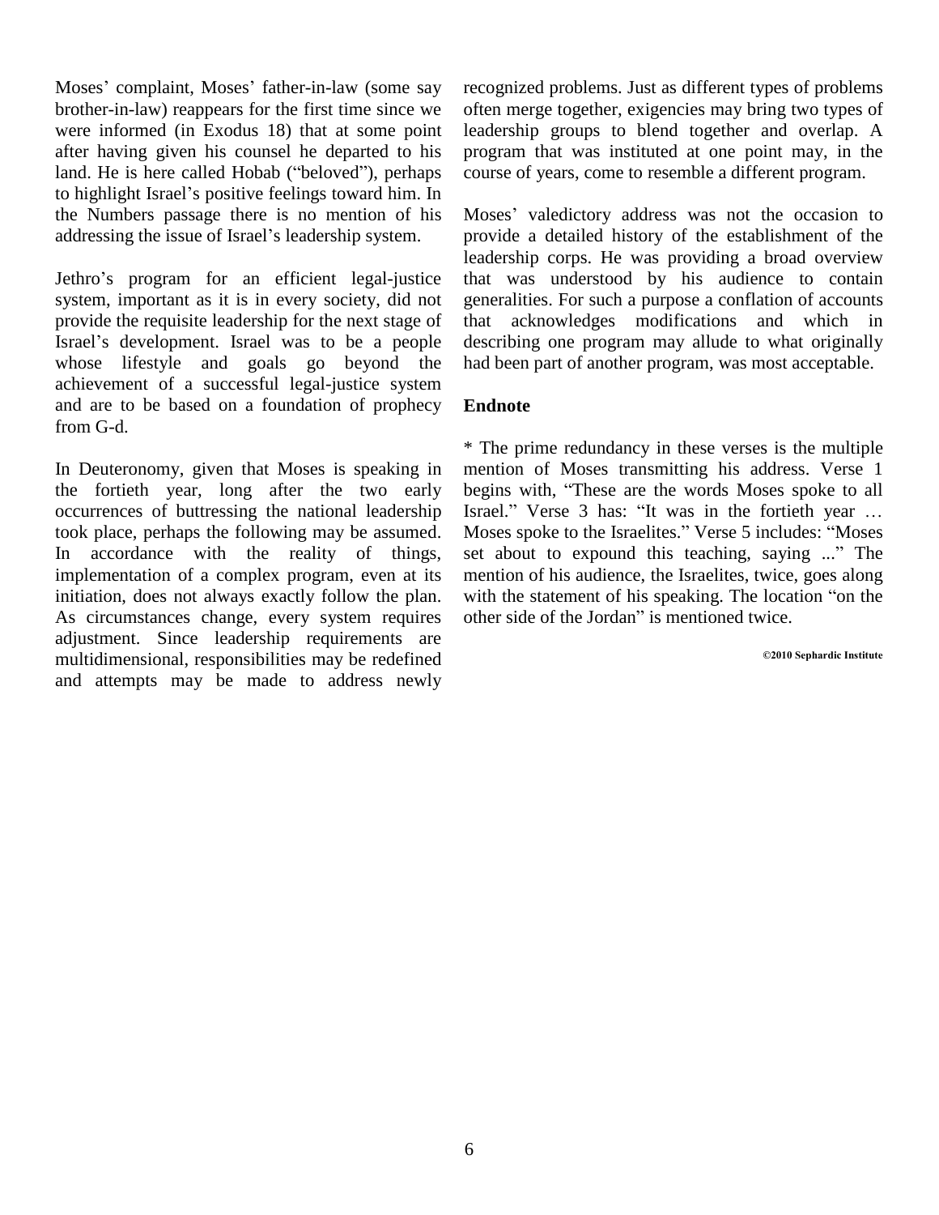Moses' complaint, Moses' father-in-law (some say brother-in-law) reappears for the first time since we were informed (in Exodus 18) that at some point after having given his counsel he departed to his land. He is here called Hobab ("beloved"), perhaps to highlight Israel's positive feelings toward him. In the Numbers passage there is no mention of his addressing the issue of Israel's leadership system.

Jethro's program for an efficient legal-justice system, important as it is in every society, did not provide the requisite leadership for the next stage of Israel's development. Israel was to be a people whose lifestyle and goals go beyond the achievement of a successful legal-justice system and are to be based on a foundation of prophecy from G-d.

In Deuteronomy, given that Moses is speaking in the fortieth year, long after the two early occurrences of buttressing the national leadership took place, perhaps the following may be assumed. In accordance with the reality of things, implementation of a complex program, even at its initiation, does not always exactly follow the plan. As circumstances change, every system requires adjustment. Since leadership requirements are multidimensional, responsibilities may be redefined and attempts may be made to address newly recognized problems. Just as different types of problems often merge together, exigencies may bring two types of leadership groups to blend together and overlap. A program that was instituted at one point may, in the course of years, come to resemble a different program.

Moses' valedictory address was not the occasion to provide a detailed history of the establishment of the leadership corps. He was providing a broad overview that was understood by his audience to contain generalities. For such a purpose a conflation of accounts that acknowledges modifications and which in describing one program may allude to what originally had been part of another program, was most acceptable.

## Endnote

* The prime redundancy in these verses is the multiple mention of Moses transmitting his address. Verse 1 begins with, "These are the words Moses spoke to all Israel." Verse 3 has: "It was in the fortieth year … Moses spoke to the Israelites." Verse 5 includes: "Moses set about to expound this teaching, saying ..." The mention of his audience, the Israelites, twice, goes along with the statement of his speaking. The location "on the other side of the Jordan" is mentioned twice.

©2010 Sephardic Institute